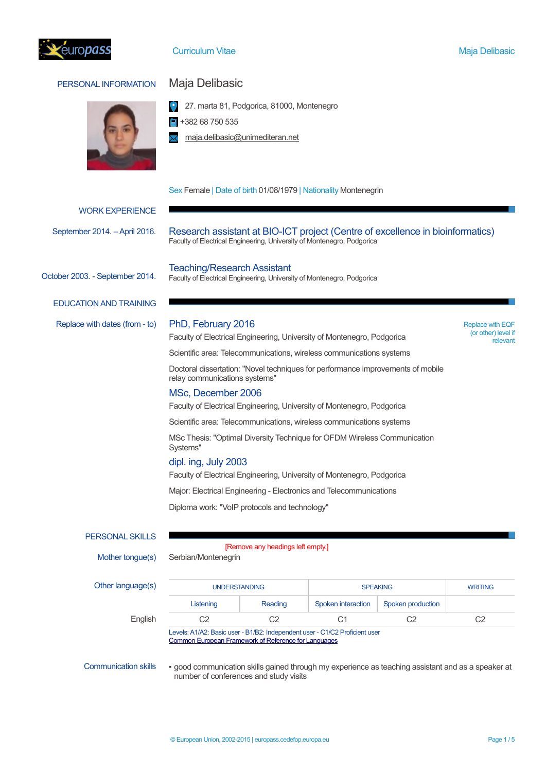# Curriculum Vitae

## PERSONAL INFORMATION

**Maja Delibasic**

27. marta 81, Podgorica, 81000, Montenegro

+382 68 750 535

maja.delibasic@unimediteran.net

Sex Female | Date of birth 01/08/1979 | Nationality Montenegrin

## WORK EXPERIENCE

**September 2014. – April 2016.**

### Research assistant at BIO-ICT project (Centre of excellence in bioinformatics)

Faculty of Electrical Engineering, University of Montenegro, Podgorica

**October 2003. - September 2014.**

### Teaching/Research Assistant

Faculty of Electrical Engineering, University of Montenegro, Podgorica

## EDUCATION AND TRAINING

Replace with dates (from - to)

### PhD, February 2016

Replace with EQF (or other) level if relevant

Faculty of Electrical Engineering, University of Montenegro, Podgorica

Scientific area: Telecommunications, wireless communications systems

Doctoral dissertation: "Novel techniques for performance improvements of mobile relay communications systems"

### MSc, December 2006

Faculty of Electrical Engineering, University of Montenegro, Podgorica

Scientific area: Telecommunications, wireless communications systems

MSc Thesis: "Optimal Diversity Technique for OFDM Wireless Communication Systems"

### dipl. ing, July 2003

Faculty of Electrical Engineering, University of Montenegro, Podgorica

Major: Electrical Engineering - Electronics and Telecommunications

Diploma work: "VoIP protocols and technology"

## PERSONAL SKILLS

[Remove any headings left empty.]

Mother tongue(s): Serbian/Montenegrin

Other language(s):

| | UNDERSTANDING | | SPEAKING | | WRITING |
|---|---|---|---|---|---|
| | Listening | Reading | Spoken interaction | Spoken production | |
| English | C2 | C2 | C1 | C2 | C2 |

Levels: A1/A2: Basic user - B1/B2: Independent user - C1/C2 Proficient user

Common European Framework of Reference for Languages

**Communication skills**

- good communication skills gained through my experience as teaching assistant and as a speaker at number of conferences and study visits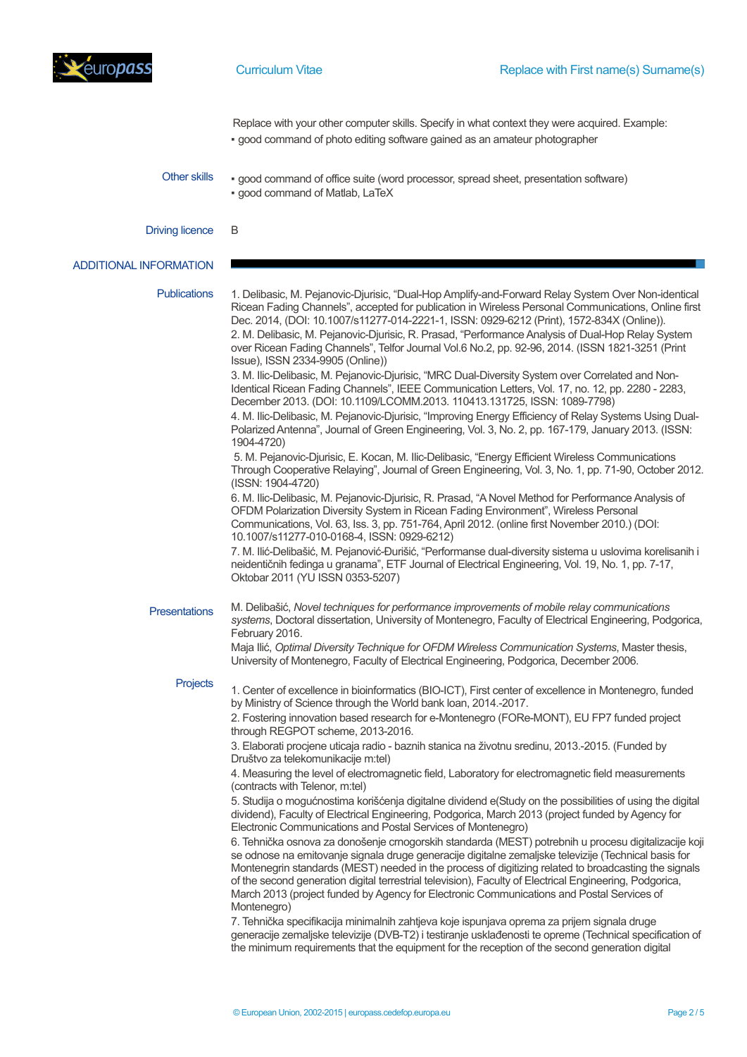Replace with your other computer skills. Specify in what context they were acquired. Example:

- good command of photo editing software gained as an amateur photographer

**Other skills**

- good command of office suite (word processor, spread sheet, presentation software)
- good command of Matlab, LaTeX

**Driving licence**

B

## ADDITIONAL INFORMATION

**Publications**

1. Delibasic, M. Pejanovic-Djurisic, "Dual-Hop Amplify-and-Forward Relay System Over Non-identical Ricean Fading Channels", accepted for publication in Wireless Personal Communications, Online first Dec. 2014, (DOI: 10.1007/s11277-014-2221-1, ISSN: 0929-6212 (Print), 1572-834X (Online)).
2. M. Delibasic, M. Pejanovic-Djurisic, R. Prasad, "Performance Analysis of Dual-Hop Relay System over Ricean Fading Channels", Telfor Journal Vol.6 No.2, pp. 92-96, 2014. (ISSN 1821-3251 (Print Issue), ISSN 2334-9905 (Online))
3. M. Ilic-Delibasic, M. Pejanovic-Djurisic, "MRC Dual-Diversity System over Correlated and Non-Identical Ricean Fading Channels", IEEE Communication Letters, Vol. 17, no. 12, pp. 2280 - 2283, December 2013. (DOI: 10.1109/LCOMM.2013. 110413.131725, ISSN: 1089-7798)
4. M. Ilic-Delibasic, M. Pejanovic-Djurisic, "Improving Energy Efficiency of Relay Systems Using Dual-Polarized Antenna", Journal of Green Engineering, Vol. 3, No. 2, pp. 167-179, January 2013. (ISSN: 1904-4720)
5. M. Pejanovic-Djurisic, E. Kocan, M. Ilic-Delibasic, "Energy Efficient Wireless Communications Through Cooperative Relaying", Journal of Green Engineering, Vol. 3, No. 1, pp. 71-90, October 2012. (ISSN: 1904-4720)
6. M. Ilic-Delibasic, M. Pejanovic-Djurisic, R. Prasad, "A Novel Method for Performance Analysis of OFDM Polarization Diversity System in Ricean Fading Environment", Wireless Personal Communications, Vol. 63, Iss. 3, pp. 751-764, April 2012. (online first November 2010.) (DOI: 10.1007/s11277-010-0168-4, ISSN: 0929-6212)
7. M. Ilić-Delibašić, M. Pejanović-Đurišić, "Performanse dual-diversity sistema u uslovima korelisanih i neidentičnih fedinga u granama", ETF Journal of Electrical Engineering, Vol. 19, No. 1, pp. 7-17, Oktobar 2011 (YU ISSN 0353-5207)

**Presentations**

M. Delibašić, *Novel techniques for performance improvements of mobile relay communications systems*, Doctoral dissertation, University of Montenegro, Faculty of Electrical Engineering, Podgorica, February 2016.

Maja Ilić, *Optimal Diversity Technique for OFDM Wireless Communication Systems*, Master thesis, University of Montenegro, Faculty of Electrical Engineering, Podgorica, December 2006.

**Projects**

1. Center of excellence in bioinformatics (BIO-ICT), First center of excellence in Montenegro, funded by Ministry of Science through the World bank loan, 2014.-2017.
2. Fostering innovation based research for e-Montenegro (FORe-MONT), EU FP7 funded project through REGPOT scheme, 2013-2016.
3. Elaborati procjene uticaja radio - baznih stanica na životnu sredinu, 2013.-2015. (Funded by Društvo za telekomunikacije m:tel)
4. Measuring the level of electromagnetic field, Laboratory for electromagnetic field measurements (contracts with Telenor, m:tel)
5. Studija o mogućnostima korišćenja digitalne dividend e(Study on the possibilities of using the digital dividend), Faculty of Electrical Engineering, Podgorica, March 2013 (project funded by Agency for Electronic Communications and Postal Services of Montenegro)
6. Tehnička osnova za donošenje crnogorskih standarda (MEST) potrebnih u procesu digitalizacije koji se odnose na emitovanje signala druge generacije digitalne zemaljske televizije (Technical basis for Montenegrin standards (MEST) needed in the process of digitizing related to broadcasting the signals of the second generation digital terrestrial television), Faculty of Electrical Engineering, Podgorica, March 2013 (project funded by Agency for Electronic Communications and Postal Services of Montenegro)
7. Tehnička specifikacija minimalnih zahtjeva koje ispunjava oprema za prijem signala druge generacije zemaljske televizije (DVB-T2) i testiranje usklađenosti te opreme (Technical specification of the minimum requirements that the equipment for the reception of the second generation digital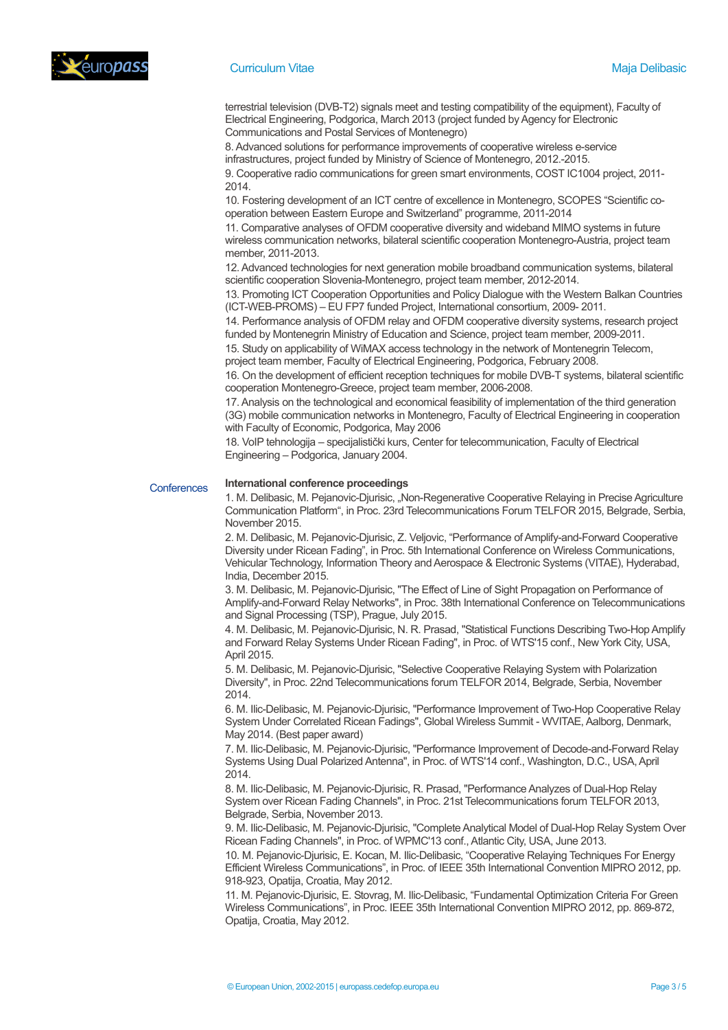terrestrial television (DVB-T2) signals meet and testing compatibility of the equipment), Faculty of Electrical Engineering, Podgorica, March 2013 (project funded by Agency for Electronic Communications and Postal Services of Montenegro)

8. Advanced solutions for performance improvements of cooperative wireless e-service infrastructures, project funded by Ministry of Science of Montenegro, 2012.-2015.

9. Cooperative radio communications for green smart environments, COST IC1004 project, 2011-2014.

10. Fostering development of an ICT centre of excellence in Montenegro, SCOPES "Scientific co-operation between Eastern Europe and Switzerland" programme, 2011-2014

11. Comparative analyses of OFDM cooperative diversity and wideband MIMO systems in future wireless communication networks, bilateral scientific cooperation Montenegro-Austria, project team member, 2011-2013.

12. Advanced technologies for next generation mobile broadband communication systems, bilateral scientific cooperation Slovenia-Montenegro, project team member, 2012-2014.

13. Promoting ICT Cooperation Opportunities and Policy Dialogue with the Western Balkan Countries (ICT-WEB-PROMS) – EU FP7 funded Project, International consortium, 2009- 2011.

14. Performance analysis of OFDM relay and OFDM cooperative diversity systems, research project funded by Montenegrin Ministry of Education and Science, project team member, 2009-2011.

15. Study on applicability of WiMAX access technology in the network of Montenegrin Telecom, project team member, Faculty of Electrical Engineering, Podgorica, February 2008.

16. On the development of efficient reception techniques for mobile DVB-T systems, bilateral scientific cooperation Montenegro-Greece, project team member, 2006-2008.

17. Analysis on the technological and economical feasibility of implementation of the third generation (3G) mobile communication networks in Montenegro, Faculty of Electrical Engineering in cooperation with Faculty of Economic, Podgorica, May 2006

18. VoIP tehnologija – specijalistički kurs, Center for telecommunication, Faculty of Electrical Engineering – Podgorica, January 2004.

## Conferences

**International conference proceedings**

1. M. Delibasic, M. Pejanovic-Djurisic, „Non-Regenerative Cooperative Relaying in Precise Agriculture Communication Platform", in Proc. 23rd Telecommunications Forum TELFOR 2015, Belgrade, Serbia, November 2015.
2. M. Delibasic, M. Pejanovic-Djurisic, Z. Veljovic, "Performance of Amplify-and-Forward Cooperative Diversity under Ricean Fading", in Proc. 5th International Conference on Wireless Communications, Vehicular Technology, Information Theory and Aerospace & Electronic Systems (VITAE), Hyderabad, India, December 2015.
3. M. Delibasic, M. Pejanovic-Djurisic, "The Effect of Line of Sight Propagation on Performance of Amplify-and-Forward Relay Networks", in Proc. 38th International Conference on Telecommunications and Signal Processing (TSP), Prague, July 2015.
4. M. Delibasic, M. Pejanovic-Djurisic, N. R. Prasad, "Statistical Functions Describing Two-Hop Amplify and Forward Relay Systems Under Ricean Fading", in Proc. of WTS'15 conf., New York City, USA, April 2015.
5. M. Delibasic, M. Pejanovic-Djurisic, "Selective Cooperative Relaying System with Polarization Diversity", in Proc. 22nd Telecommunications forum TELFOR 2014, Belgrade, Serbia, November 2014.
6. M. Ilic-Delibasic, M. Pejanovic-Djurisic, "Performance Improvement of Two-Hop Cooperative Relay System Under Correlated Ricean Fadings", Global Wireless Summit - WVITAE, Aalborg, Denmark, May 2014. (Best paper award)
7. M. Ilic-Delibasic, M. Pejanovic-Djurisic, "Performance Improvement of Decode-and-Forward Relay Systems Using Dual Polarized Antenna", in Proc. of WTS'14 conf., Washington, D.C., USA, April 2014.
8. M. Ilic-Delibasic, M. Pejanovic-Djurisic, R. Prasad, "Performance Analyzes of Dual-Hop Relay System over Ricean Fading Channels", in Proc. 21st Telecommunications forum TELFOR 2013, Belgrade, Serbia, November 2013.
9. M. Ilic-Delibasic, M. Pejanovic-Djurisic, "Complete Analytical Model of Dual-Hop Relay System Over Ricean Fading Channels", in Proc. of WPMC'13 conf., Atlantic City, USA, June 2013.
10. M. Pejanovic-Djurisic, E. Kocan, M. Ilic-Delibasic, "Cooperative Relaying Techniques For Energy Efficient Wireless Communications", in Proc. of IEEE 35th International Convention MIPRO 2012, pp. 918-923, Opatija, Croatia, May 2012.
11. M. Pejanovic-Djurisic, E. Stovrag, M. Ilic-Delibasic, "Fundamental Optimization Criteria For Green Wireless Communications", in Proc. IEEE 35th International Convention MIPRO 2012, pp. 869-872, Opatija, Croatia, May 2012.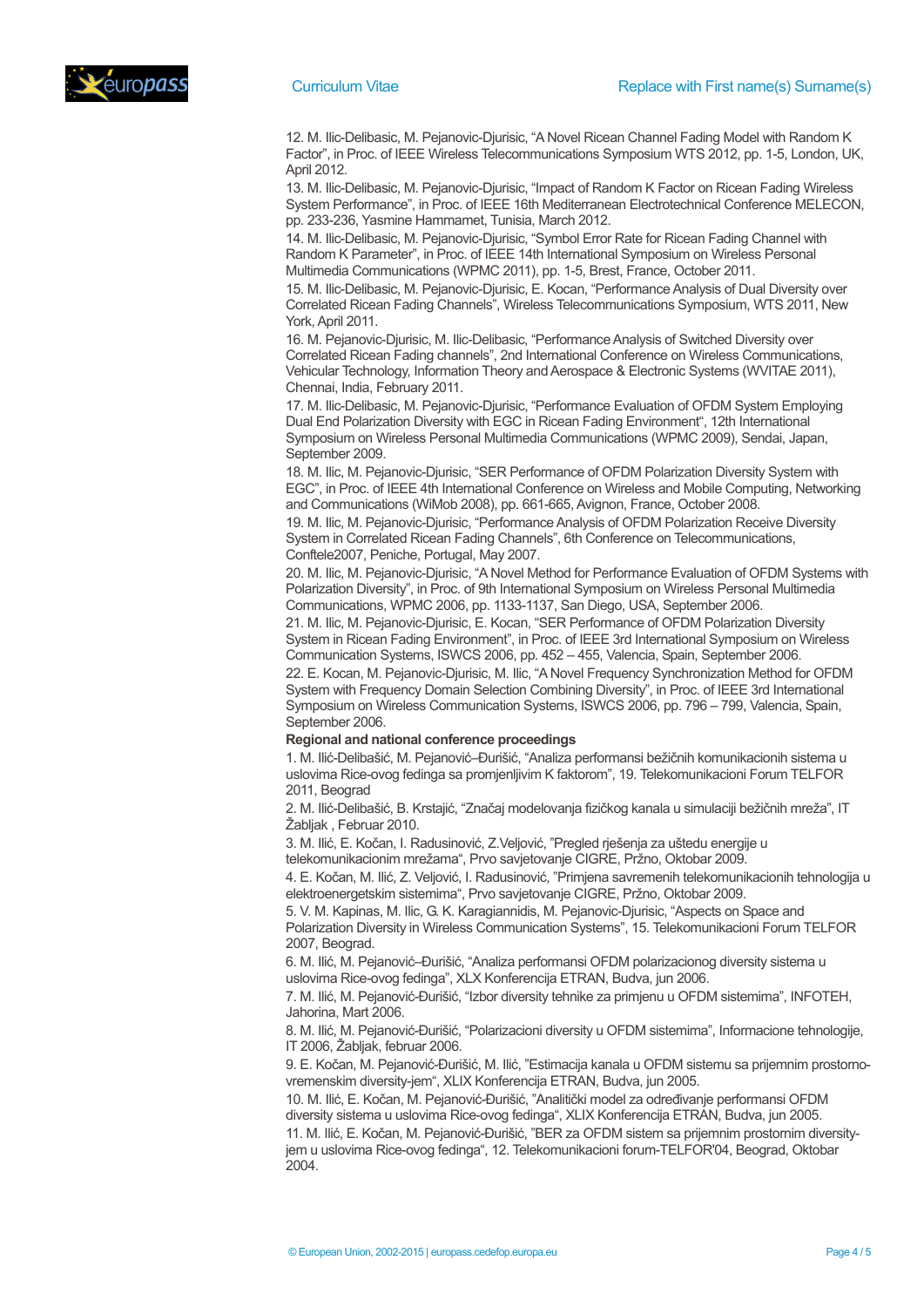12. M. Ilic-Delibasic, M. Pejanovic-Djurisic, "A Novel Ricean Channel Fading Model with Random K Factor", in Proc. of IEEE Wireless Telecommunications Symposium WTS 2012, pp. 1-5, London, UK, April 2012.

13. M. Ilic-Delibasic, M. Pejanovic-Djurisic, "Impact of Random K Factor on Ricean Fading Wireless System Performance", in Proc. of IEEE 16th Mediterranean Electrotechnical Conference MELECON, pp. 233-236, Yasmine Hammamet, Tunisia, March 2012.

14. M. Ilic-Delibasic, M. Pejanovic-Djurisic, "Symbol Error Rate for Ricean Fading Channel with Random K Parameter", in Proc. of IEEE 14th International Symposium on Wireless Personal Multimedia Communications (WPMC 2011), pp. 1-5, Brest, France, October 2011.

15. M. Ilic-Delibasic, M. Pejanovic-Djurisic, E. Kocan, "Performance Analysis of Dual Diversity over Correlated Ricean Fading Channels", Wireless Telecommunications Symposium, WTS 2011, New York, April 2011.

16. M. Pejanovic-Djurisic, M. Ilic-Delibasic, "Performance Analysis of Switched Diversity over Correlated Ricean Fading channels", 2nd International Conference on Wireless Communications, Vehicular Technology, Information Theory and Aerospace & Electronic Systems (WVITAE 2011), Chennai, India, February 2011.

17. M. Ilic-Delibasic, M. Pejanovic-Djurisic, "Performance Evaluation of OFDM System Employing Dual End Polarization Diversity with EGC in Ricean Fading Environment", 12th International Symposium on Wireless Personal Multimedia Communications (WPMC 2009), Sendai, Japan, September 2009.

18. M. Ilic, M. Pejanovic-Djurisic, "SER Performance of OFDM Polarization Diversity System with EGC", in Proc. of IEEE 4th International Conference on Wireless and Mobile Computing, Networking and Communications (WiMob 2008), pp. 661-665, Avignon, France, October 2008.

19. M. Ilic, M. Pejanovic-Djurisic, "Performance Analysis of OFDM Polarization Receive Diversity System in Correlated Ricean Fading Channels", 6th Conference on Telecommunications, Conftele2007, Peniche, Portugal, May 2007.

20. M. Ilic, M. Pejanovic-Djurisic, "A Novel Method for Performance Evaluation of OFDM Systems with Polarization Diversity", in Proc. of 9th International Symposium on Wireless Personal Multimedia Communications, WPMC 2006, pp. 1133-1137, San Diego, USA, September 2006.

21. M. Ilic, M. Pejanovic-Djurisic, E. Kocan, "SER Performance of OFDM Polarization Diversity System in Ricean Fading Environment", in Proc. of IEEE 3rd International Symposium on Wireless Communication Systems, ISWCS 2006, pp. 452 – 455, Valencia, Spain, September 2006.

22. E. Kocan, M. Pejanovic-Djurisic, M. Ilic, "A Novel Frequency Synchronization Method for OFDM System with Frequency Domain Selection Combining Diversity", in Proc. of IEEE 3rd International Symposium on Wireless Communication Systems, ISWCS 2006, pp. 796 – 799, Valencia, Spain, September 2006.

**Regional and national conference proceedings**

1. M. Ilić-Delibašić, M. Pejanović–Đurišić, "Analiza performansi bežičnih komunikacionih sistema u uslovima Rice-ovog fedinga sa promjenljivim K faktorom", 19. Telekomunikacioni Forum TELFOR 2011, Beograd

2. M. Ilić-Delibašić, B. Krstajić, "Značaj modelovanja fizičkog kanala u simulaciji bežičnih mreža", IT Žabljak , Februar 2010.

3. M. Ilić, E. Kočan, I. Radusinović, Z.Veljović, "Pregled rješenja za uštedu energije u telekomunikacionim mrežama", Prvo savjetovanje CIGRE, Pržno, Oktobar 2009.

4. E. Kočan, M. Ilić, Z. Veljović, I. Radusinović, "Primjena savremenih telekomunikacionih tehnologija u elektroenergetskim sistemima", Prvo savjetovanje CIGRE, Pržno, Oktobar 2009.

5. V. M. Kapinas, M. Ilic, G. K. Karagiannidis, M. Pejanovic-Djurisic, "Aspects on Space and Polarization Diversity in Wireless Communication Systems", 15. Telekomunikacioni Forum TELFOR 2007, Beograd.

6. M. Ilić, M. Pejanović–Đurišić, "Analiza performansi OFDM polarizacionog diversity sistema u uslovima Rice-ovog fedinga", XLX Konferencija ETRAN, Budva, jun 2006.

7. M. Ilić, M. Pejanović-Đurišić, "Izbor diversity tehnike za primjenu u OFDM sistemima", INFOTEH, Jahorina, Mart 2006.

8. M. Ilić, M. Pejanović-Đurišić, "Polarizacioni diversity u OFDM sistemima", Informacione tehnologije, IT 2006, Žabljak, februar 2006.

9. E. Kočan, M. Pejanović-Đurišić, M. Ilić, "Estimacija kanala u OFDM sistemu sa prijemnim prostorno-vremenskim diversity-jem", XLIX Konferencija ETRAN, Budva, jun 2005.

10. M. Ilić, E. Kočan, M. Pejanović-Đurišić, "Analitički model za određivanje performansi OFDM diversity sistema u uslovima Rice-ovog fedinga", XLIX Konferencija ETRAN, Budva, jun 2005.

11. M. Ilić, E. Kočan, M. Pejanović-Đurišić, "BER za OFDM sistem sa prijemnim prostornim diversity-jem u uslovima Rice-ovog fedinga", 12. Telekomunikacioni forum-TELFOR'04, Beograd, Oktobar 2004.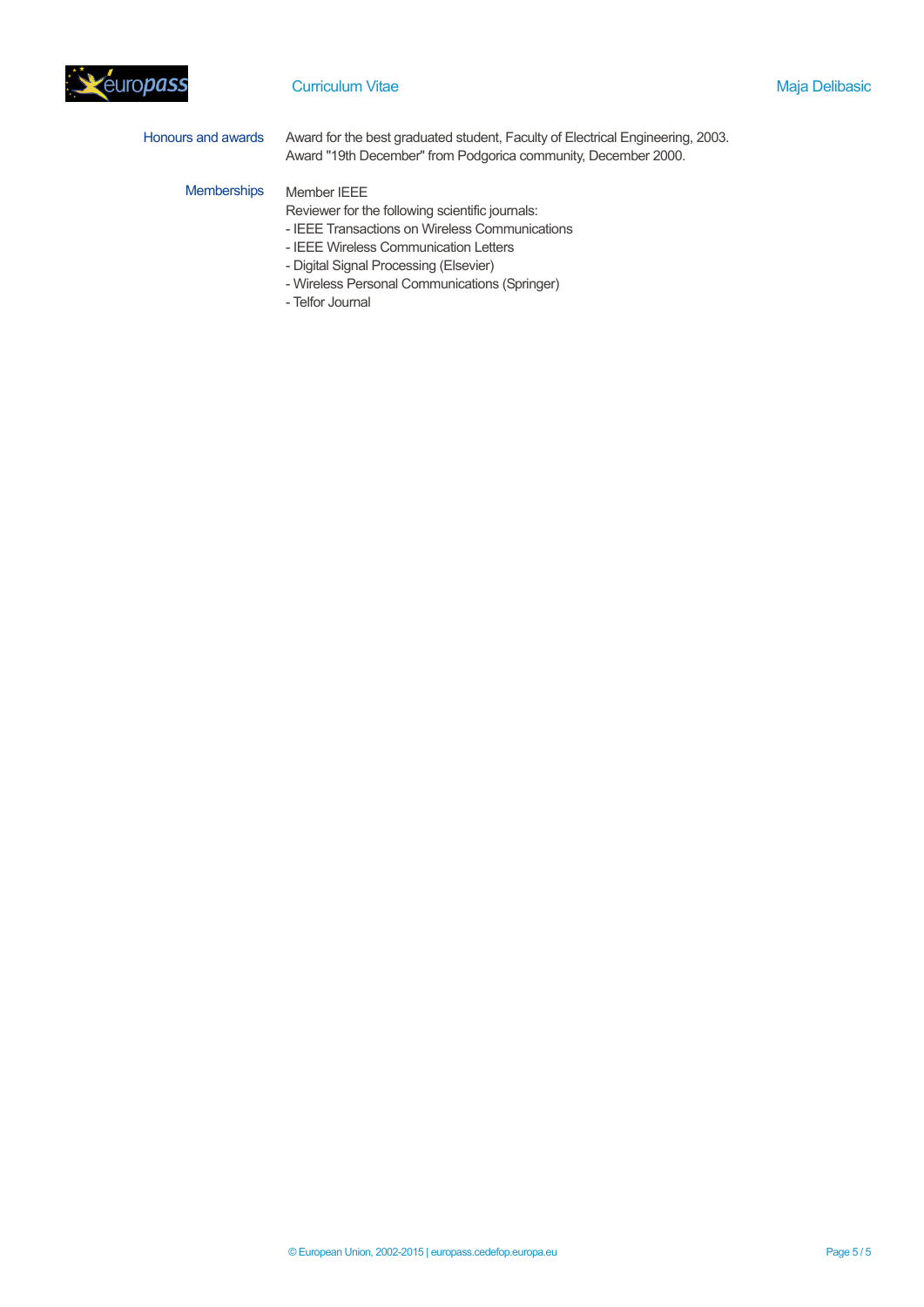### Honours and awards

Award for the best graduated student, Faculty of Electrical Engineering, 2003.
Award "19th December" from Podgorica community, December 2000.

### Memberships

Member IEEE
Reviewer for the following scientific journals:
- IEEE Transactions on Wireless Communications
- IEEE Wireless Communication Letters
- Digital Signal Processing (Elsevier)
- Wireless Personal Communications (Springer)
- Telfor Journal